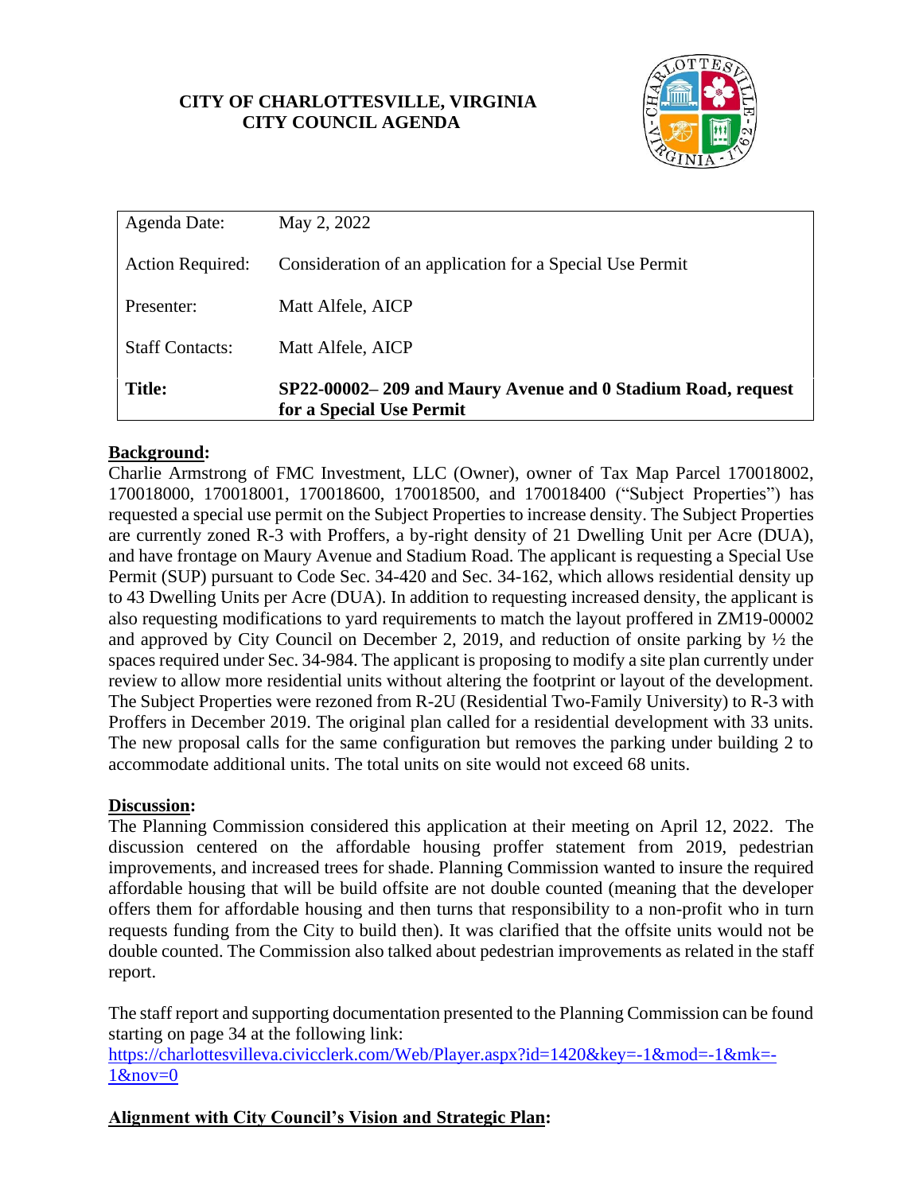**CITY OF CHARLOTTESVILLE, VIRGINIA**
**CITY COUNCIL AGENDA**

| | |
|---|---|
| Agenda Date: | May 2, 2022 |
| Action Required: | Consideration of an application for a Special Use Permit |
| Presenter: | Matt Alfele, AICP |
| Staff Contacts: | Matt Alfele, AICP |
| **Title:** | **SP22-00002– 209 and Maury Avenue and 0 Stadium Road, request for a Special Use Permit** |

## Background:

Charlie Armstrong of FMC Investment, LLC (Owner), owner of Tax Map Parcel 170018002, 170018000, 170018001, 170018600, 170018500, and 170018400 ("Subject Properties") has requested a special use permit on the Subject Properties to increase density. The Subject Properties are currently zoned R-3 with Proffers, a by-right density of 21 Dwelling Unit per Acre (DUA), and have frontage on Maury Avenue and Stadium Road. The applicant is requesting a Special Use Permit (SUP) pursuant to Code Sec. 34-420 and Sec. 34-162, which allows residential density up to 43 Dwelling Units per Acre (DUA). In addition to requesting increased density, the applicant is also requesting modifications to yard requirements to match the layout proffered in ZM19-00002 and approved by City Council on December 2, 2019, and reduction of onsite parking by ½ the spaces required under Sec. 34-984. The applicant is proposing to modify a site plan currently under review to allow more residential units without altering the footprint or layout of the development. The Subject Properties were rezoned from R-2U (Residential Two-Family University) to R-3 with Proffers in December 2019. The original plan called for a residential development with 33 units. The new proposal calls for the same configuration but removes the parking under building 2 to accommodate additional units. The total units on site would not exceed 68 units.

## Discussion:

The Planning Commission considered this application at their meeting on April 12, 2022. The discussion centered on the affordable housing proffer statement from 2019, pedestrian improvements, and increased trees for shade. Planning Commission wanted to insure the required affordable housing that will be build offsite are not double counted (meaning that the developer offers them for affordable housing and then turns that responsibility to a non-profit who in turn requests funding from the City to build then). It was clarified that the offsite units would not be double counted. The Commission also talked about pedestrian improvements as related in the staff report.

The staff report and supporting documentation presented to the Planning Commission can be found starting on page 34 at the following link:
https://charlottesvilleva.civicclerk.com/Web/Player.aspx?id=1420&key=-1&mod=-1&mk=-1&nov=0

## Alignment with City Council's Vision and Strategic Plan: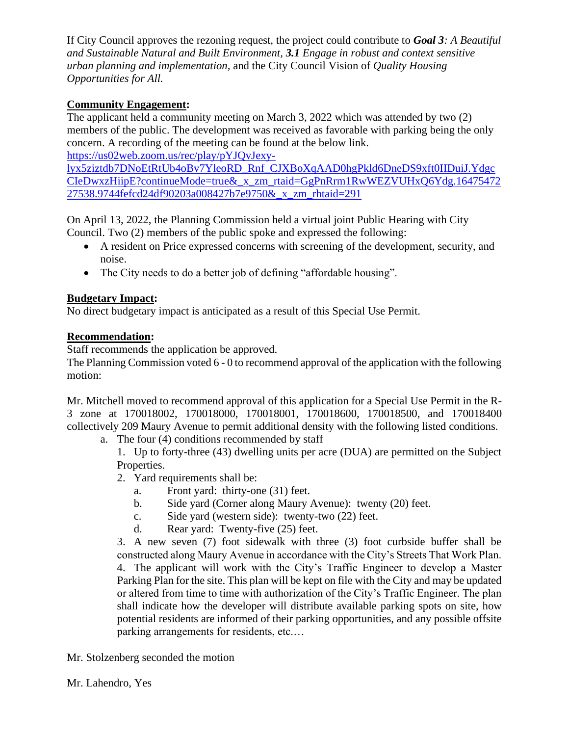If City Council approves the rezoning request, the project could contribute to ***Goal 3****: A Beautiful and Sustainable Natural and Built Environment*, ***3.1*** *Engage in robust and context sensitive urban planning and implementation,* and the City Council Vision of *Quality Housing Opportunities for All.*

**Community Engagement:**

The applicant held a community meeting on March 3, 2022 which was attended by two (2) members of the public. The development was received as favorable with parking being the only concern. A recording of the meeting can be found at the below link.
[https://us02web.zoom.us/rec/play/pYJQvJexy-lyx5ziztdb7DNoEtRtUb4oBv7YleoRD_Rnf_CJXBoXqAAD0hgPkld6DneDS9xft0IIDuiJ.YdgcCIeDwxzHiipE?continueMode=true&_x_zm_rtaid=GgPnRrm1RwWEZVUHxQ6Ydg.1647547227538.9744fefcd24df90203a008427b7e9750&_x_zm_rhtaid=291](https://us02web.zoom.us/rec/play/pYJQvJexy-lyx5ziztdb7DNoEtRtUb4oBv7YleoRD_Rnf_CJXBoXqAAD0hgPkld6DneDS9xft0IIDuiJ.YdgcCIeDwxzHiipE?continueMode=true&_x_zm_rtaid=GgPnRrm1RwWEZVUHxQ6Ydg.1647547227538.9744fefcd24df90203a008427b7e9750&_x_zm_rhtaid=291)

On April 13, 2022, the Planning Commission held a virtual joint Public Hearing with City Council. Two (2) members of the public spoke and expressed the following:

- A resident on Price expressed concerns with screening of the development, security, and noise.
- The City needs to do a better job of defining "affordable housing".

**Budgetary Impact:**

No direct budgetary impact is anticipated as a result of this Special Use Permit.

**Recommendation:**

Staff recommends the application be approved.
The Planning Commission voted 6 - 0 to recommend approval of the application with the following motion:

Mr. Mitchell moved to recommend approval of this application for a Special Use Permit in the R-3 zone at 170018002, 170018000, 170018001, 170018600, 170018500, and 170018400 collectively 209 Maury Avenue to permit additional density with the following listed conditions.

a. The four (4) conditions recommended by staff
   1. Up to forty-three (43) dwelling units per acre (DUA) are permitted on the Subject Properties.
   2. Yard requirements shall be:
      a. Front yard: thirty-one (31) feet.
      b. Side yard (Corner along Maury Avenue): twenty (20) feet.
      c. Side yard (western side): twenty-two (22) feet.
      d. Rear yard: Twenty-five (25) feet.
   3. A new seven (7) foot sidewalk with three (3) foot curbside buffer shall be constructed along Maury Avenue in accordance with the City's Streets That Work Plan.
   4. The applicant will work with the City's Traffic Engineer to develop a Master Parking Plan for the site. This plan will be kept on file with the City and may be updated or altered from time to time with authorization of the City's Traffic Engineer. The plan shall indicate how the developer will distribute available parking spots on site, how potential residents are informed of their parking opportunities, and any possible offsite parking arrangements for residents, etc.…

Mr. Stolzenberg seconded the motion

Mr. Lahendro, Yes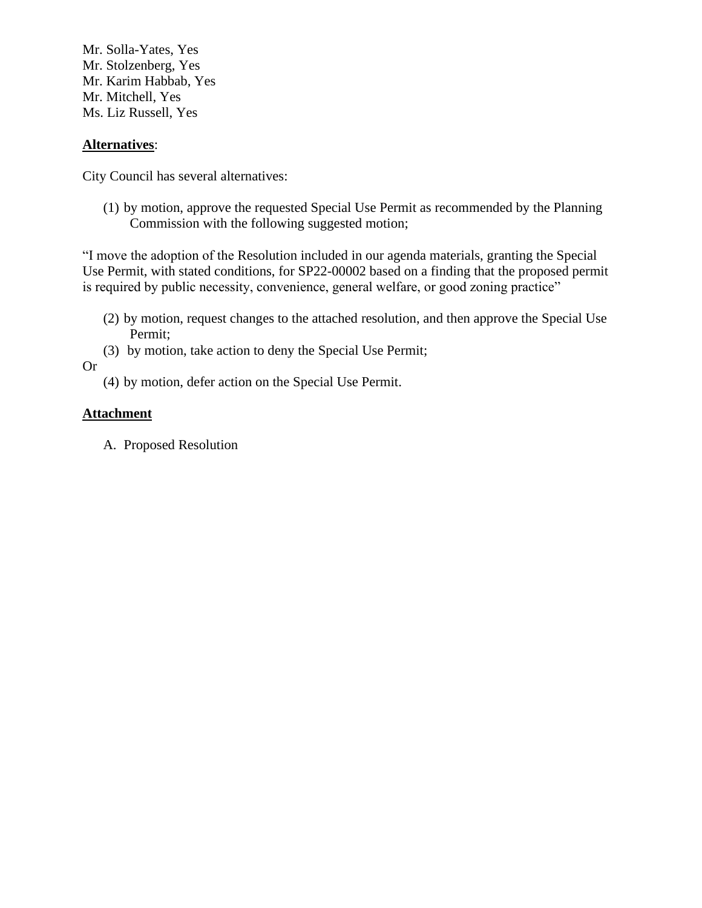Mr. Solla-Yates, Yes
Mr. Stolzenberg, Yes
Mr. Karim Habbab, Yes
Mr. Mitchell, Yes
Ms. Liz Russell, Yes

**<u>Alternatives</u>**:

City Council has several alternatives:

(1) by motion, approve the requested Special Use Permit as recommended by the Planning Commission with the following suggested motion;

"I move the adoption of the Resolution included in our agenda materials, granting the Special Use Permit, with stated conditions, for SP22-00002 based on a finding that the proposed permit is required by public necessity, convenience, general welfare, or good zoning practice"

(2) by motion, request changes to the attached resolution, and then approve the Special Use Permit;

(3) by motion, take action to deny the Special Use Permit;

Or

(4) by motion, defer action on the Special Use Permit.

**<u>Attachment</u>**

A. Proposed Resolution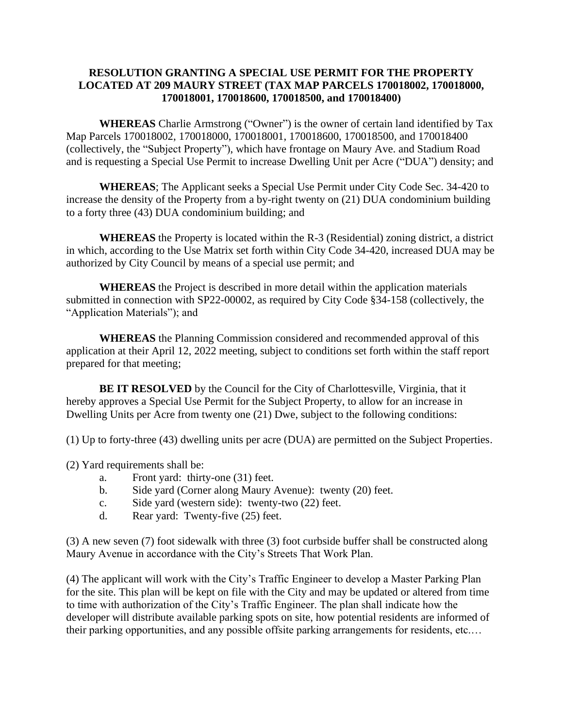**RESOLUTION GRANTING A SPECIAL USE PERMIT FOR THE PROPERTY LOCATED AT 209 MAURY STREET (TAX MAP PARCELS 170018002, 170018000, 170018001, 170018600, 170018500, and 170018400)**

**WHEREAS** Charlie Armstrong ("Owner") is the owner of certain land identified by Tax Map Parcels 170018002, 170018000, 170018001, 170018600, 170018500, and 170018400 (collectively, the "Subject Property"), which have frontage on Maury Ave. and Stadium Road and is requesting a Special Use Permit to increase Dwelling Unit per Acre ("DUA") density; and

**WHEREAS**; The Applicant seeks a Special Use Permit under City Code Sec. 34-420 to increase the density of the Property from a by-right twenty on (21) DUA condominium building to a forty three (43) DUA condominium building; and

**WHEREAS** the Property is located within the R-3 (Residential) zoning district, a district in which, according to the Use Matrix set forth within City Code 34-420, increased DUA may be authorized by City Council by means of a special use permit; and

**WHEREAS** the Project is described in more detail within the application materials submitted in connection with SP22-00002, as required by City Code §34-158 (collectively, the "Application Materials"); and

**WHEREAS** the Planning Commission considered and recommended approval of this application at their April 12, 2022 meeting, subject to conditions set forth within the staff report prepared for that meeting;

**BE IT RESOLVED** by the Council for the City of Charlottesville, Virginia, that it hereby approves a Special Use Permit for the Subject Property, to allow for an increase in Dwelling Units per Acre from twenty one (21) Dwe, subject to the following conditions:

(1) Up to forty-three (43) dwelling units per acre (DUA) are permitted on the Subject Properties.

(2) Yard requirements shall be:

a. Front yard: thirty-one (31) feet.
b. Side yard (Corner along Maury Avenue): twenty (20) feet.
c. Side yard (western side): twenty-two (22) feet.
d. Rear yard: Twenty-five (25) feet.

(3) A new seven (7) foot sidewalk with three (3) foot curbside buffer shall be constructed along Maury Avenue in accordance with the City's Streets That Work Plan.

(4) The applicant will work with the City's Traffic Engineer to develop a Master Parking Plan for the site. This plan will be kept on file with the City and may be updated or altered from time to time with authorization of the City's Traffic Engineer. The plan shall indicate how the developer will distribute available parking spots on site, how potential residents are informed of their parking opportunities, and any possible offsite parking arrangements for residents, etc.…